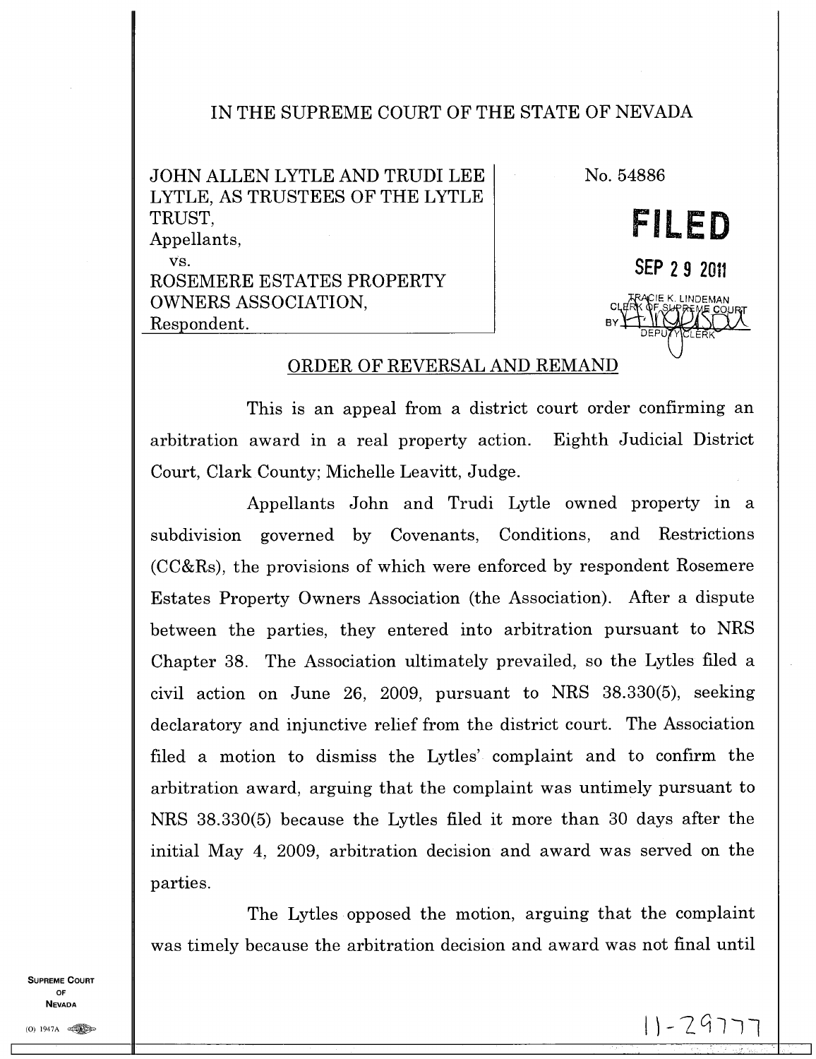IN THE SUPREME COURT OF THE STATE OF NEVADA

JOHN ALLEN LYTLE AND TRUDI LEE LYTLE, AS TRUSTEES OF THE LYTLE TRUST,
Appellants,
vs.
ROSEMERE ESTATES PROPERTY OWNERS ASSOCIATION,
Respondent.

No. 54886

**FILED**

SEP 29 2011

TRACIE K. LINDEMAN
CLERK OF SUPREME COURT
BY DEPUTY CLERK

## ORDER OF REVERSAL AND REMAND

This is an appeal from a district court order confirming an arbitration award in a real property action. Eighth Judicial District Court, Clark County; Michelle Leavitt, Judge.

Appellants John and Trudi Lytle owned property in a subdivision governed by Covenants, Conditions, and Restrictions (CC&Rs), the provisions of which were enforced by respondent Rosemere Estates Property Owners Association (the Association). After a dispute between the parties, they entered into arbitration pursuant to NRS Chapter 38. The Association ultimately prevailed, so the Lytles filed a civil action on June 26, 2009, pursuant to NRS 38.330(5), seeking declaratory and injunctive relief from the district court. The Association filed a motion to dismiss the Lytles' complaint and to confirm the arbitration award, arguing that the complaint was untimely pursuant to NRS 38.330(5) because the Lytles filed it more than 30 days after the initial May 4, 2009, arbitration decision and award was served on the parties.

The Lytles opposed the motion, arguing that the complaint was timely because the arbitration decision and award was not final until

11-29777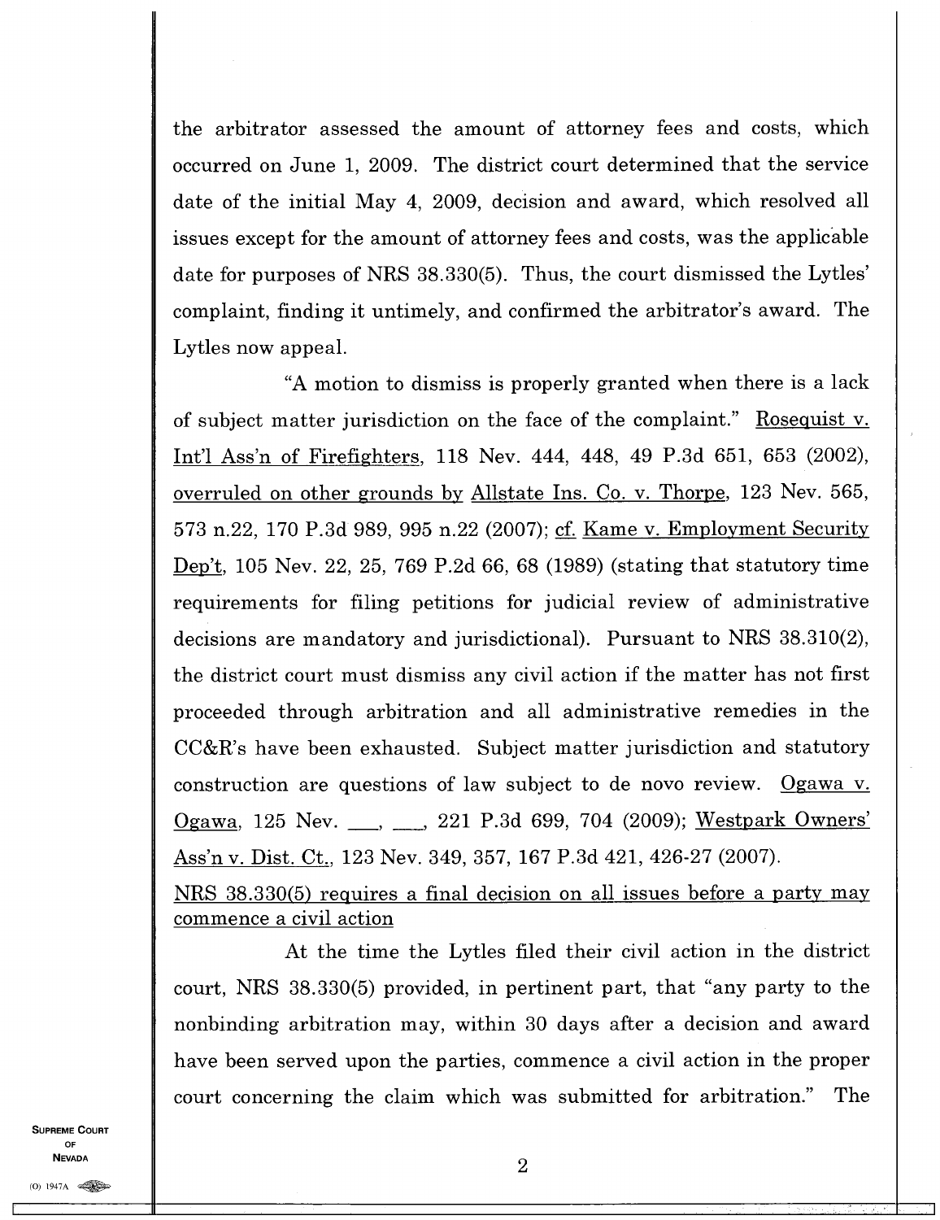the arbitrator assessed the amount of attorney fees and costs, which occurred on June 1, 2009. The district court determined that the service date of the initial May 4, 2009, decision and award, which resolved all issues except for the amount of attorney fees and costs, was the applicable date for purposes of NRS 38.330(5). Thus, the court dismissed the Lytles' complaint, finding it untimely, and confirmed the arbitrator's award. The Lytles now appeal.

"A motion to dismiss is properly granted when there is a lack of subject matter jurisdiction on the face of the complaint." Rosequist v. Int'l Ass'n of Firefighters, 118 Nev. 444, 448, 49 P.3d 651, 653 (2002), overruled on other grounds by Allstate Ins. Co. v. Thorpe, 123 Nev. 565, 573 n.22, 170 P.3d 989, 995 n.22 (2007); cf. Kame v. Employment Security Dep't, 105 Nev. 22, 25, 769 P.2d 66, 68 (1989) (stating that statutory time requirements for filing petitions for judicial review of administrative decisions are mandatory and jurisdictional). Pursuant to NRS 38.310(2), the district court must dismiss any civil action if the matter has not first proceeded through arbitration and all administrative remedies in the CC&R's have been exhausted. Subject matter jurisdiction and statutory construction are questions of law subject to de novo review. Ogawa v. Ogawa, 125 Nev. \_\_\_, \_\_\_, 221 P.3d 699, 704 (2009); Westpark Owners' Ass'n v. Dist. Ct., 123 Nev. 349, 357, 167 P.3d 421, 426-27 (2007).

NRS 38.330(5) requires a final decision on all issues before a party may commence a civil action

At the time the Lytles filed their civil action in the district court, NRS 38.330(5) provided, in pertinent part, that "any party to the nonbinding arbitration may, within 30 days after a decision and award have been served upon the parties, commence a civil action in the proper court concerning the claim which was submitted for arbitration." The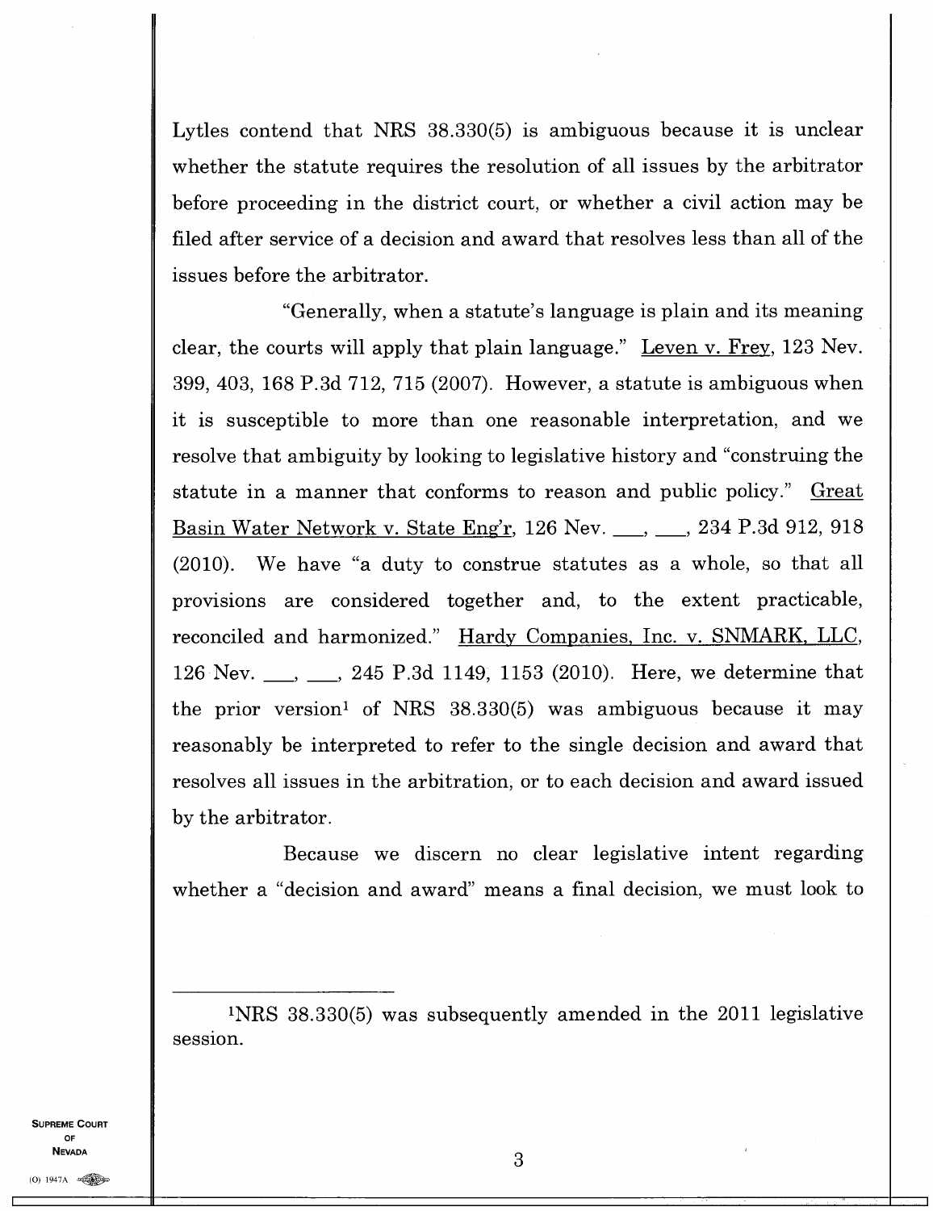Lytles contend that NRS 38.330(5) is ambiguous because it is unclear whether the statute requires the resolution of all issues by the arbitrator before proceeding in the district court, or whether a civil action may be filed after service of a decision and award that resolves less than all of the issues before the arbitrator.

"Generally, when a statute's language is plain and its meaning clear, the courts will apply that plain language." Leven v. Frey, 123 Nev. 399, 403, 168 P.3d 712, 715 (2007). However, a statute is ambiguous when it is susceptible to more than one reasonable interpretation, and we resolve that ambiguity by looking to legislative history and "construing the statute in a manner that conforms to reason and public policy." Great Basin Water Network v. State Eng'r, 126 Nev. ___, ___, 234 P.3d 912, 918 (2010). We have "a duty to construe statutes as a whole, so that all provisions are considered together and, to the extent practicable, reconciled and harmonized." Hardy Companies, Inc. v. SNMARK, LLC, 126 Nev. ___, ___, 245 P.3d 1149, 1153 (2010). Here, we determine that the prior version[1] of NRS 38.330(5) was ambiguous because it may reasonably be interpreted to refer to the single decision and award that resolves all issues in the arbitration, or to each decision and award issued by the arbitrator.

Because we discern no clear legislative intent regarding whether a "decision and award" means a final decision, we must look to

---

[1]NRS 38.330(5) was subsequently amended in the 2011 legislative session.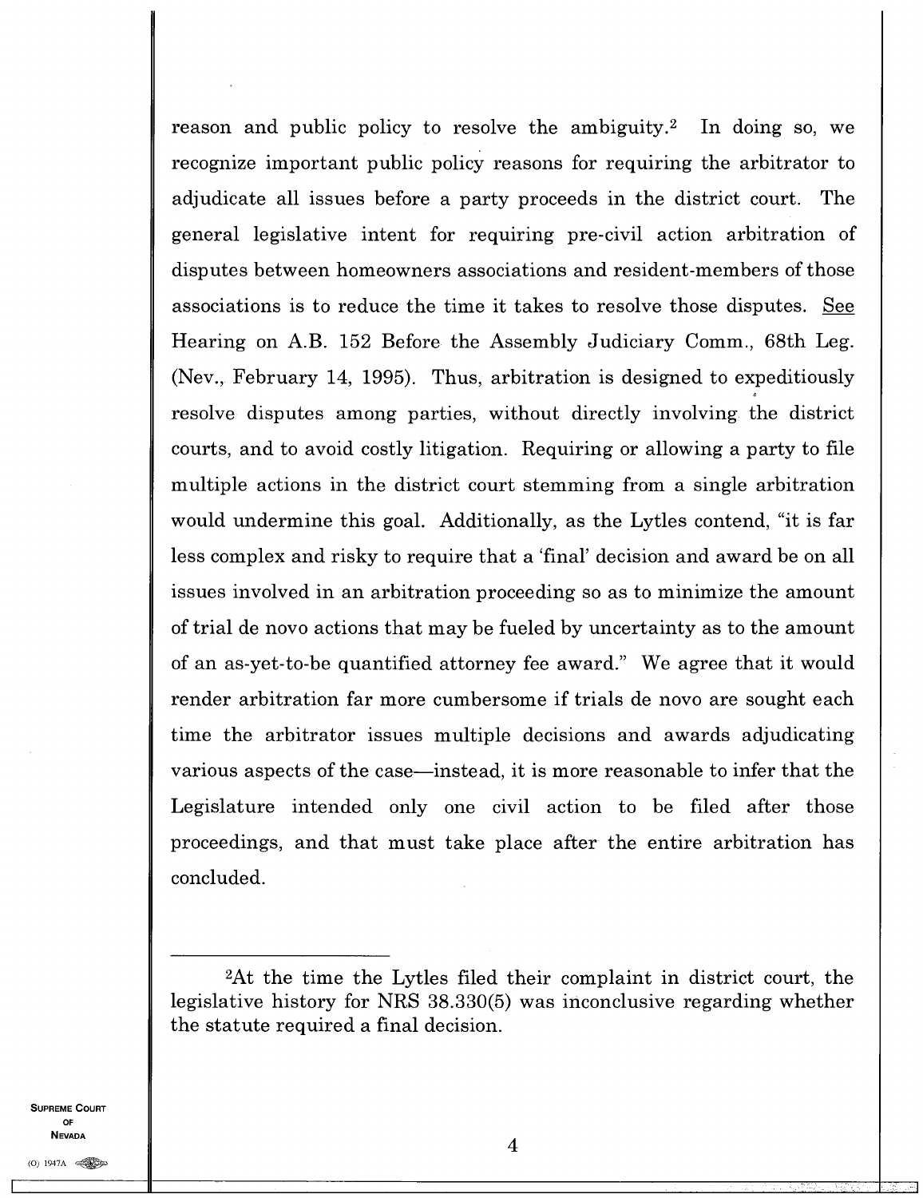reason and public policy to resolve the ambiguity.[2] In doing so, we recognize important public policy reasons for requiring the arbitrator to adjudicate all issues before a party proceeds in the district court. The general legislative intent for requiring pre-civil action arbitration of disputes between homeowners associations and resident-members of those associations is to reduce the time it takes to resolve those disputes. See Hearing on A.B. 152 Before the Assembly Judiciary Comm., 68th Leg. (Nev., February 14, 1995). Thus, arbitration is designed to expeditiously resolve disputes among parties, without directly involving the district courts, and to avoid costly litigation. Requiring or allowing a party to file multiple actions in the district court stemming from a single arbitration would undermine this goal. Additionally, as the Lytles contend, "it is far less complex and risky to require that a 'final' decision and award be on all issues involved in an arbitration proceeding so as to minimize the amount of trial de novo actions that may be fueled by uncertainty as to the amount of an as-yet-to-be quantified attorney fee award." We agree that it would render arbitration far more cumbersome if trials de novo are sought each time the arbitrator issues multiple decisions and awards adjudicating various aspects of the case—instead, it is more reasonable to infer that the Legislature intended only one civil action to be filed after those proceedings, and that must take place after the entire arbitration has concluded.

---

[2]At the time the Lytles filed their complaint in district court, the legislative history for NRS 38.330(5) was inconclusive regarding whether the statute required a final decision.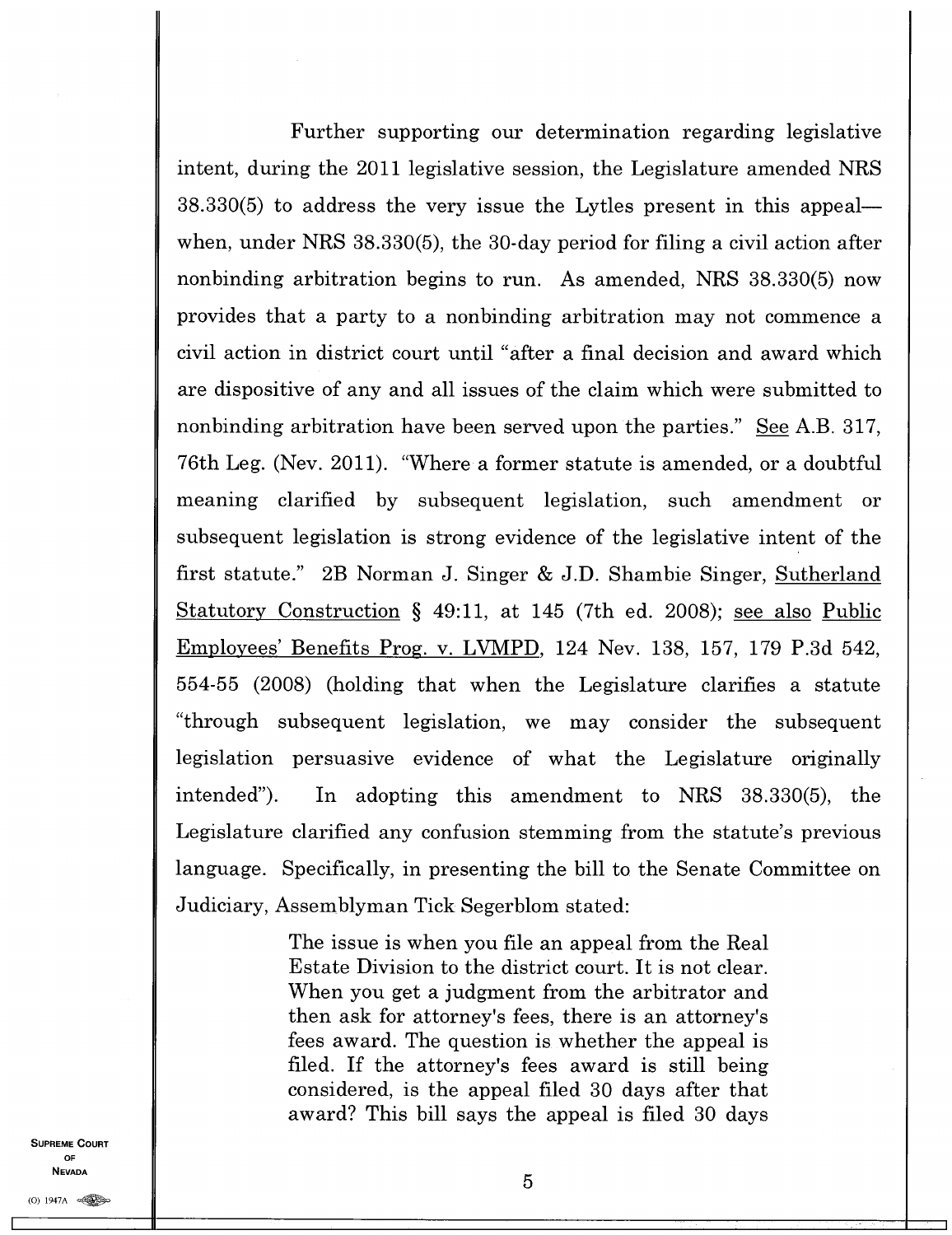Further supporting our determination regarding legislative intent, during the 2011 legislative session, the Legislature amended NRS 38.330(5) to address the very issue the Lytles present in this appeal—when, under NRS 38.330(5), the 30-day period for filing a civil action after nonbinding arbitration begins to run. As amended, NRS 38.330(5) now provides that a party to a nonbinding arbitration may not commence a civil action in district court until "after a final decision and award which are dispositive of any and all issues of the claim which were submitted to nonbinding arbitration have been served upon the parties." See A.B. 317, 76th Leg. (Nev. 2011). "Where a former statute is amended, or a doubtful meaning clarified by subsequent legislation, such amendment or subsequent legislation is strong evidence of the legislative intent of the first statute." 2B Norman J. Singer & J.D. Shambie Singer, Sutherland Statutory Construction § 49:11, at 145 (7th ed. 2008); see also Public Employees' Benefits Prog. v. LVMPD, 124 Nev. 138, 157, 179 P.3d 542, 554-55 (2008) (holding that when the Legislature clarifies a statute "through subsequent legislation, we may consider the subsequent legislation persuasive evidence of what the Legislature originally intended"). In adopting this amendment to NRS 38.330(5), the Legislature clarified any confusion stemming from the statute's previous language. Specifically, in presenting the bill to the Senate Committee on Judiciary, Assemblyman Tick Segerblom stated:

> The issue is when you file an appeal from the Real Estate Division to the district court. It is not clear. When you get a judgment from the arbitrator and then ask for attorney's fees, there is an attorney's fees award. The question is whether the appeal is filed. If the attorney's fees award is still being considered, is the appeal filed 30 days after that award? This bill says the appeal is filed 30 days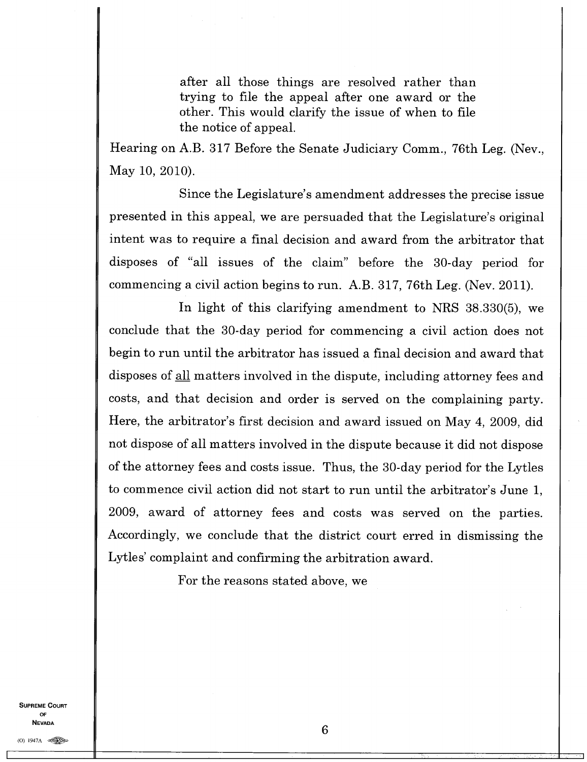> after all those things are resolved rather than trying to file the appeal after one award or the other. This would clarify the issue of when to file the notice of appeal.

Hearing on A.B. 317 Before the Senate Judiciary Comm., 76th Leg. (Nev., May 10, 2010).

Since the Legislature's amendment addresses the precise issue presented in this appeal, we are persuaded that the Legislature's original intent was to require a final decision and award from the arbitrator that disposes of "all issues of the claim" before the 30-day period for commencing a civil action begins to run. A.B. 317, 76th Leg. (Nev. 2011).

In light of this clarifying amendment to NRS 38.330(5), we conclude that the 30-day period for commencing a civil action does not begin to run until the arbitrator has issued a final decision and award that disposes of all matters involved in the dispute, including attorney fees and costs, and that decision and order is served on the complaining party. Here, the arbitrator's first decision and award issued on May 4, 2009, did not dispose of all matters involved in the dispute because it did not dispose of the attorney fees and costs issue. Thus, the 30-day period for the Lytles to commence civil action did not start to run until the arbitrator's June 1, 2009, award of attorney fees and costs was served on the parties. Accordingly, we conclude that the district court erred in dismissing the Lytles' complaint and confirming the arbitration award.

For the reasons stated above, we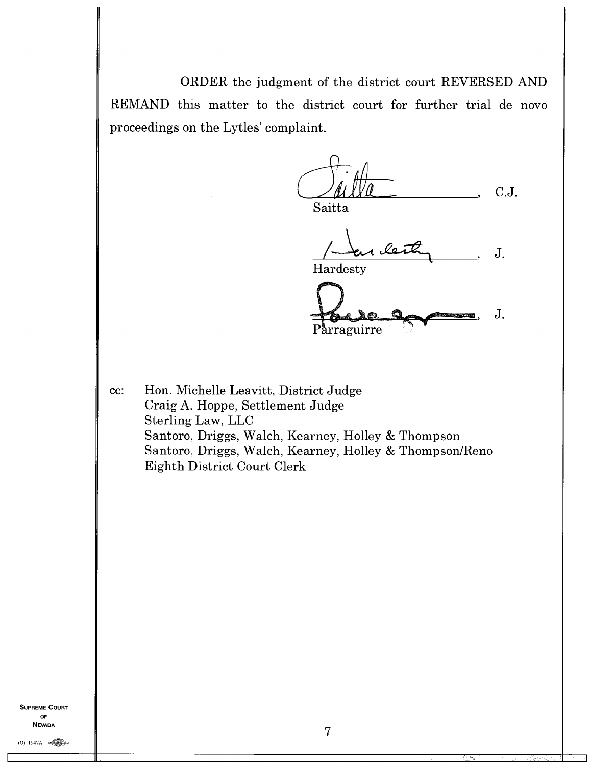ORDER the judgment of the district court REVERSED AND REMAND this matter to the district court for further trial de novo proceedings on the Lytles' complaint.

_______________, C.J.
Saitta

_______________, J.
Hardesty

_______________, J.
Parraguirre

cc: Hon. Michelle Leavitt, District Judge
Craig A. Hoppe, Settlement Judge
Sterling Law, LLC
Santoro, Driggs, Walch, Kearney, Holley & Thompson
Santoro, Driggs, Walch, Kearney, Holley & Thompson/Reno
Eighth District Court Clerk